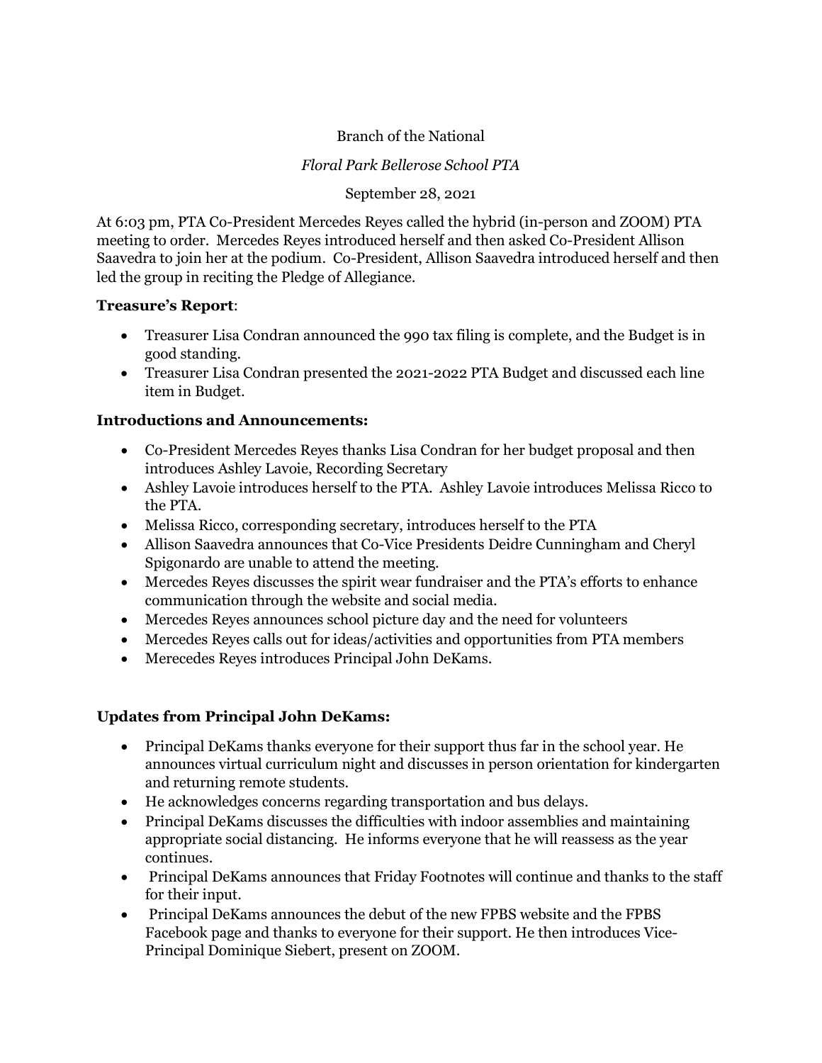Branch of the National

*Floral Park Bellerose School PTA*

September 28, 2021

At 6:03 pm, PTA Co-President Mercedes Reyes called the hybrid (in-person and ZOOM) PTA meeting to order. Mercedes Reyes introduced herself and then asked Co-President Allison Saavedra to join her at the podium. Co-President, Allison Saavedra introduced herself and then led the group in reciting the Pledge of Allegiance.

**Treasure's Report**:

- Treasurer Lisa Condran announced the 990 tax filing is complete, and the Budget is in good standing.
- Treasurer Lisa Condran presented the 2021-2022 PTA Budget and discussed each line item in Budget.

**Introductions and Announcements:**

- Co-President Mercedes Reyes thanks Lisa Condran for her budget proposal and then introduces Ashley Lavoie, Recording Secretary
- Ashley Lavoie introduces herself to the PTA. Ashley Lavoie introduces Melissa Ricco to the PTA.
- Melissa Ricco, corresponding secretary, introduces herself to the PTA
- Allison Saavedra announces that Co-Vice Presidents Deidre Cunningham and Cheryl Spigonardo are unable to attend the meeting.
- Mercedes Reyes discusses the spirit wear fundraiser and the PTA's efforts to enhance communication through the website and social media.
- Mercedes Reyes announces school picture day and the need for volunteers
- Mercedes Reyes calls out for ideas/activities and opportunities from PTA members
- Merecedes Reyes introduces Principal John DeKams.

**Updates from Principal John DeKams:**

- Principal DeKams thanks everyone for their support thus far in the school year. He announces virtual curriculum night and discusses in person orientation for kindergarten and returning remote students.
- He acknowledges concerns regarding transportation and bus delays.
- Principal DeKams discusses the difficulties with indoor assemblies and maintaining appropriate social distancing. He informs everyone that he will reassess as the year continues.
- Principal DeKams announces that Friday Footnotes will continue and thanks to the staff for their input.
- Principal DeKams announces the debut of the new FPBS website and the FPBS Facebook page and thanks to everyone for their support. He then introduces Vice-Principal Dominique Siebert, present on ZOOM.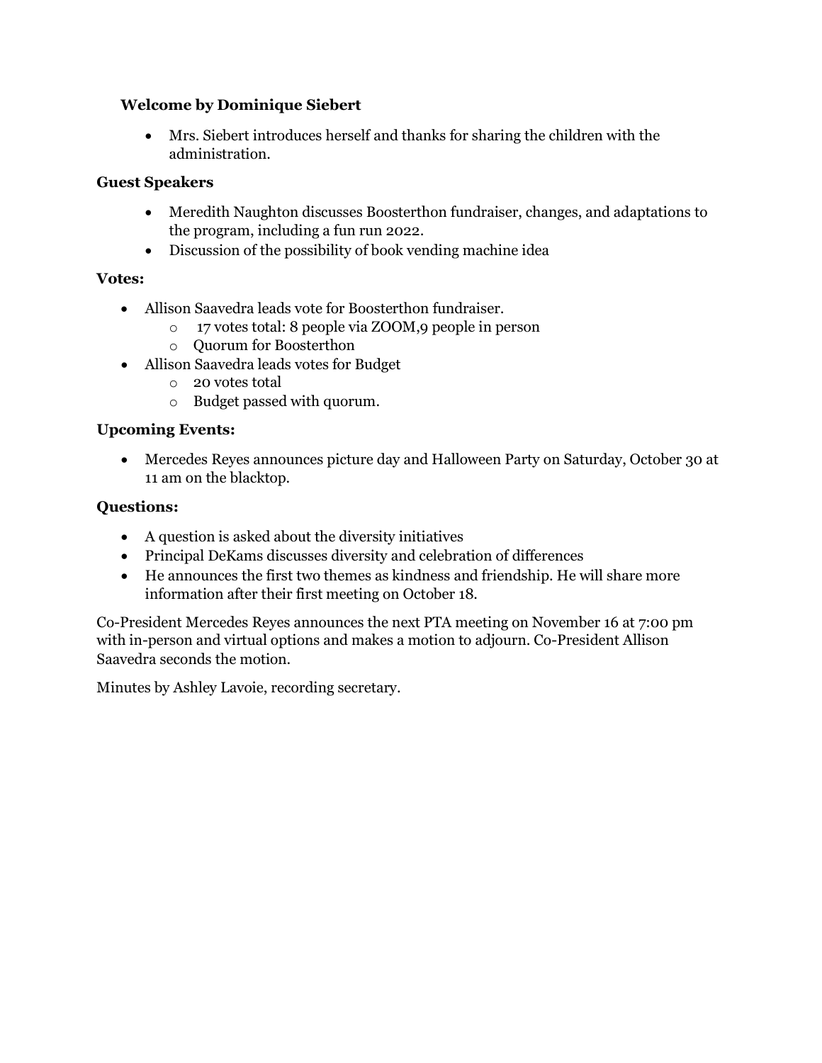**Welcome by Dominique Siebert**

- Mrs. Siebert introduces herself and thanks for sharing the children with the administration.

**Guest Speakers**

- Meredith Naughton discusses Boosterthon fundraiser, changes, and adaptations to the program, including a fun run 2022.
- Discussion of the possibility of book vending machine idea

**Votes:**

- Allison Saavedra leads vote for Boosterthon fundraiser.
  - 17 votes total: 8 people via ZOOM,9 people in person
  - Quorum for Boosterthon
- Allison Saavedra leads votes for Budget
  - 20 votes total
  - Budget passed with quorum.

**Upcoming Events:**

- Mercedes Reyes announces picture day and Halloween Party on Saturday, October 30 at 11 am on the blacktop.

**Questions:**

- A question is asked about the diversity initiatives
- Principal DeKams discusses diversity and celebration of differences
- He announces the first two themes as kindness and friendship. He will share more information after their first meeting on October 18.

Co-President Mercedes Reyes announces the next PTA meeting on November 16 at 7:00 pm with in-person and virtual options and makes a motion to adjourn. Co-President Allison Saavedra seconds the motion.

Minutes by Ashley Lavoie, recording secretary.